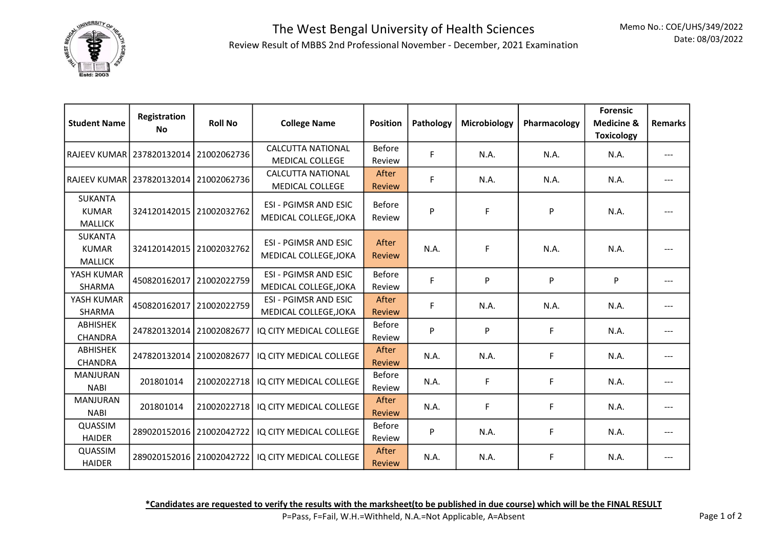# The West Bengal University of Health Sciences

Review Result of MBBS 2nd Professional November - December, 2021 Examination

Memo No.: COE/UHS/349/2022
Date: 08/03/2022

| Student Name | Registration No | Roll No | College Name | Position | Pathology | Microbiology | Pharmacology | Forensic Medicine & Toxicology | Remarks |
|---|---|---|---|---|---|---|---|---|---|
| RAJEEV KUMAR | 237820132014 | 21002062736 | CALCUTTA NATIONAL MEDICAL COLLEGE | Before Review | F | N.A. | N.A. | N.A. | --- |
| RAJEEV KUMAR | 237820132014 | 21002062736 | CALCUTTA NATIONAL MEDICAL COLLEGE | After Review | F | N.A. | N.A. | N.A. | --- |
| SUKANTA KUMAR MALLICK | 324120142015 | 21002032762 | ESI - PGIMSR AND ESIC MEDICAL COLLEGE,JOKA | Before Review | P | F | P | N.A. | --- |
| SUKANTA KUMAR MALLICK | 324120142015 | 21002032762 | ESI - PGIMSR AND ESIC MEDICAL COLLEGE,JOKA | After Review | N.A. | F | N.A. | N.A. | --- |
| YASH KUMAR SHARMA | 450820162017 | 21002022759 | ESI - PGIMSR AND ESIC MEDICAL COLLEGE,JOKA | Before Review | F | P | P | P | --- |
| YASH KUMAR SHARMA | 450820162017 | 21002022759 | ESI - PGIMSR AND ESIC MEDICAL COLLEGE,JOKA | After Review | F | N.A. | N.A. | N.A. | --- |
| ABHISHEK CHANDRA | 247820132014 | 21002082677 | IQ CITY MEDICAL COLLEGE | Before Review | P | P | F | N.A. | --- |
| ABHISHEK CHANDRA | 247820132014 | 21002082677 | IQ CITY MEDICAL COLLEGE | After Review | N.A. | N.A. | F | N.A. | --- |
| MANJURAN NABI | 201801014 | 21002022718 | IQ CITY MEDICAL COLLEGE | Before Review | N.A. | F | F | N.A. | --- |
| MANJURAN NABI | 201801014 | 21002022718 | IQ CITY MEDICAL COLLEGE | After Review | N.A. | F | F | N.A. | --- |
| QUASSIM HAIDER | 289020152016 | 21002042722 | IQ CITY MEDICAL COLLEGE | Before Review | P | N.A. | F | N.A. | --- |
| QUASSIM HAIDER | 289020152016 | 21002042722 | IQ CITY MEDICAL COLLEGE | After Review | N.A. | N.A. | F | N.A. | --- |

***Candidates are requested to verify the results with the marksheet(to be published in due course) which will be the FINAL RESULT**

P=Pass, F=Fail, W.H.=Withheld, N.A.=Not Applicable, A=Absent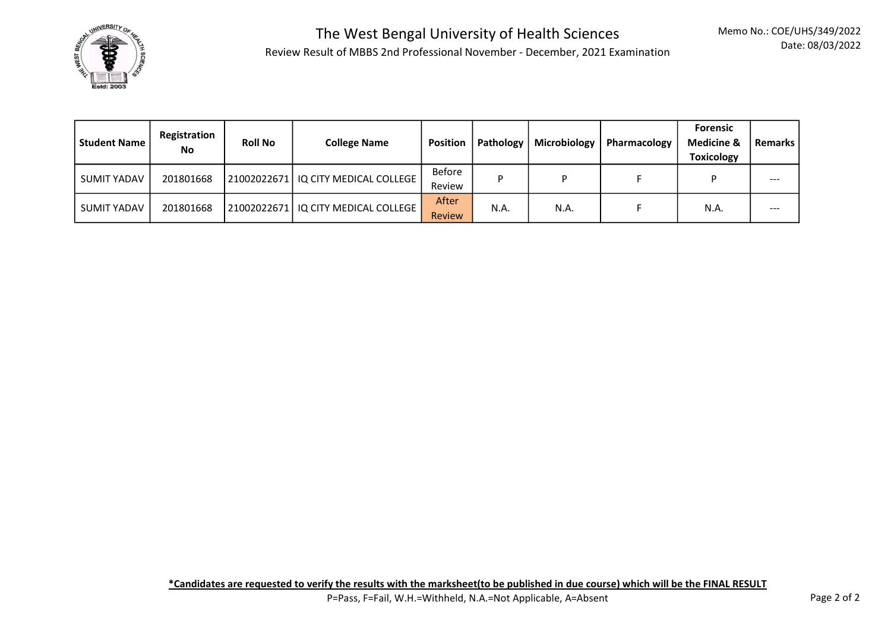# The West Bengal University of Health Sciences

Review Result of MBBS 2nd Professional November - December, 2021 Examination

Memo No.: COE/UHS/349/2022
Date: 08/03/2022

| Student Name | Registration No | Roll No | College Name | Position | Pathology | Microbiology | Pharmacology | Forensic Medicine & Toxicology | Remarks |
|---|---|---|---|---|---|---|---|---|---|
| SUMIT YADAV | 201801668 | 21002022671 | IQ CITY MEDICAL COLLEGE | Before Review | P | P | F | P | --- |
| SUMIT YADAV | 201801668 | 21002022671 | IQ CITY MEDICAL COLLEGE | After Review | N.A. | N.A. | F | N.A. | --- |

**<u>*Candidates are requested to verify the results with the marksheet(to be published in due course) which will be the FINAL RESULT</u>**

P=Pass, F=Fail, W.H.=Withheld, N.A.=Not Applicable, A=Absent